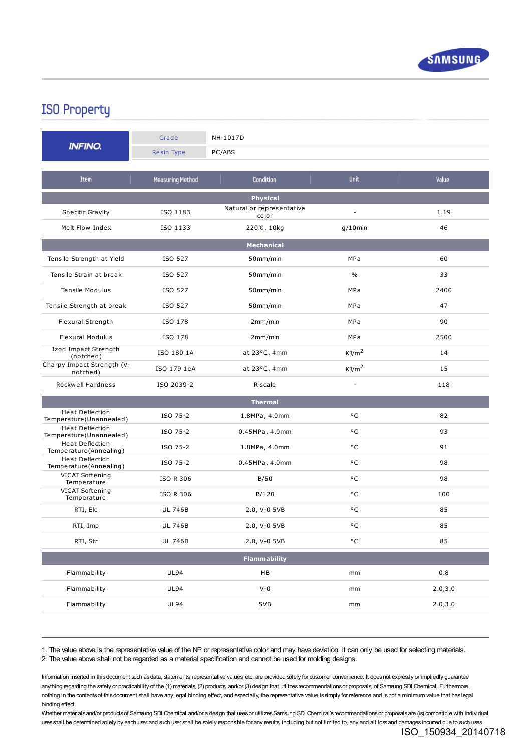## ISO Property

| INFINO | Grade | NH-1017D |
|---|---|---|
| | Resin Type | PC/ABS |

| Item | Measuring Method | Condition | Unit | Value |
|---|---|---|---|---|
| **Physical** | | | | |
| Specific Gravity | ISO 1183 | Natural or representative color | - | 1.19 |
| Melt Flow Index | ISO 1133 | 220℃, 10kg | g/10min | 46 |
| **Mechanical** | | | | |
| Tensile Strength at Yield | ISO 527 | 50mm/min | MPa | 60 |
| Tensile Strain at break | ISO 527 | 50mm/min | % | 33 |
| Tensile Modulus | ISO 527 | 50mm/min | MPa | 2400 |
| Tensile Strength at break | ISO 527 | 50mm/min | MPa | 47 |
| Flexural Strength | ISO 178 | 2mm/min | MPa | 90 |
| Flexural Modulus | ISO 178 | 2mm/min | MPa | 2500 |
| Izod Impact Strength (notched) | ISO 180 1A | at 23°C, 4mm | $KJ/m^2$ | 14 |
| Charpy Impact Strength (V-notched) | ISO 179 1eA | at 23°C, 4mm | $KJ/m^2$ | 15 |
| Rockwell Hardness | ISO 2039-2 | R-scale | - | 118 |
| **Thermal** | | | | |
| Heat Deflection Temperature(Unannealed) | ISO 75-2 | 1.8MPa, 4.0mm | °C | 82 |
| Heat Deflection Temperature(Unannealed) | ISO 75-2 | 0.45MPa, 4.0mm | °C | 93 |
| Heat Deflection Temperature(Annealing) | ISO 75-2 | 1.8MPa, 4.0mm | °C | 91 |
| Heat Deflection Temperature(Annealing) | ISO 75-2 | 0.45MPa, 4.0mm | °C | 98 |
| VICAT Softening Temperature | ISO R 306 | B/50 | °C | 98 |
| VICAT Softening Temperature | ISO R 306 | B/120 | °C | 100 |
| RTI, Ele | UL 746B | 2.0, V-0 5VB | °C | 85 |
| RTI, Imp | UL 746B | 2.0, V-0 5VB | °C | 85 |
| RTI, Str | UL 746B | 2.0, V-0 5VB | °C | 85 |
| **Flammability** | | | | |
| Flammability | UL94 | HB | mm | 0.8 |
| Flammability | UL94 | V-0 | mm | 2.0,3.0 |
| Flammability | UL94 | 5VB | mm | 2.0,3.0 |

1. The value above is the representative value of the NP or representative color and may have deviation. It can only be used for selecting materials.
2. The value above shall not be regarded as a material specification and cannot be used for molding designs.

Information inserted in this document such as data, statements, representative values, etc. are provided solely for customer convenience. It does not expressly or impliedly guarantee anything regarding the safety or practicability of the (1) materials, (2) products, and/or (3) design that utilizes recommendations or proposals, of Samsung SDI Chemical. Furthermore, nothing in the contents of this document shall have any legal binding effect, and especially, the representative value is simply for reference and is not a minimum value that has legal binding effect.
Whether materials and/or products of Samsung SDI Chemical and/or a design that uses or utilizes Samsung SDI Chemical's recommendations or proposals are (is) compatible with individual uses shall be determined solely by each user and such user shall be solely responsible for any results, including but not limited to, any and all loss and damages incurred due to such uses.

ISO_150934_20140718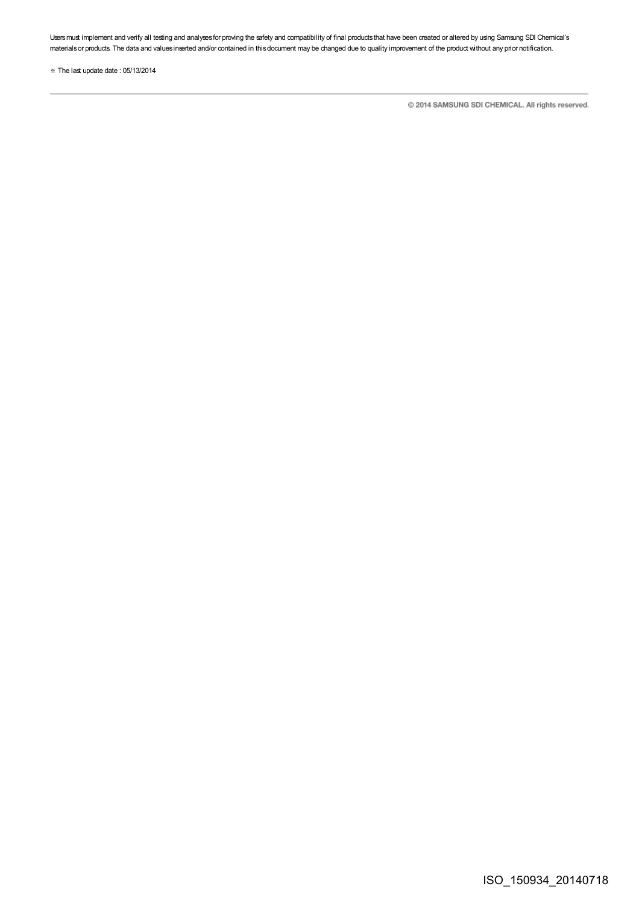Users must implement and verify all testing and analyses for proving the safety and compatibility of final products that have been created or altered by using Samsung SDI Chemical's materials or products. The data and values inserted and/or contained in this document may be changed due to quality improvement of the product without any prior notification.

※ The last update date : 05/13/2014

© 2014 SAMSUNG SDI CHEMICAL. All rights reserved.

ISO_150934_20140718